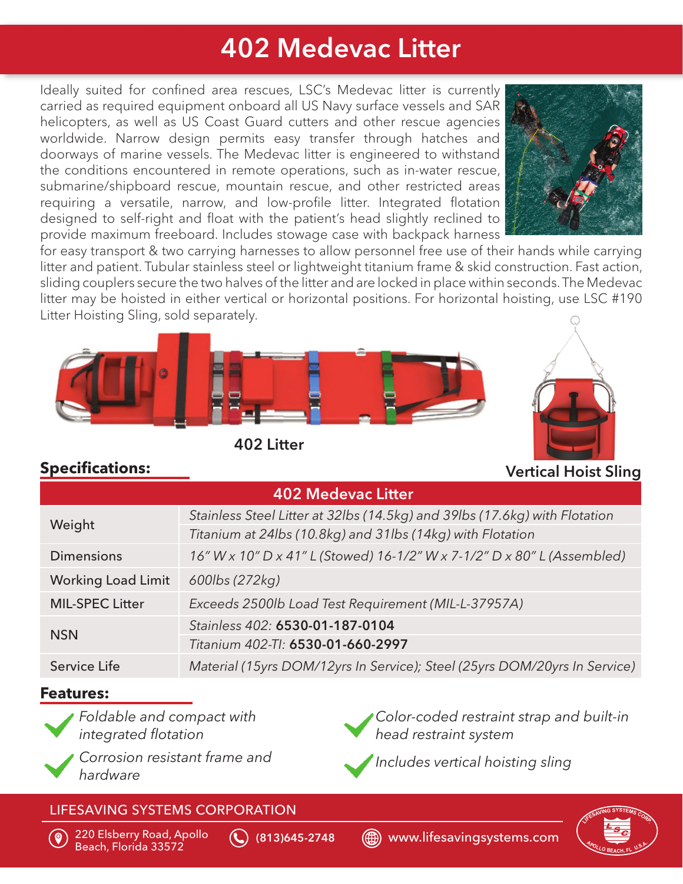# 402 Medevac Litter

Ideally suited for confined area rescues, LSC's Medevac litter is currently carried as required equipment onboard all US Navy surface vessels and SAR helicopters, as well as US Coast Guard cutters and other rescue agencies worldwide. Narrow design permits easy transfer through hatches and doorways of marine vessels. The Medevac litter is engineered to withstand the conditions encountered in remote operations, such as in-water rescue, submarine/shipboard rescue, mountain rescue, and other restricted areas requiring a versatile, narrow, and low-profile litter. Integrated flotation designed to self-right and float with the patient's head slightly reclined to provide maximum freeboard. Includes stowage case with backpack harness for easy transport & two carrying harnesses to allow personnel free use of their hands while carrying litter and patient. Tubular stainless steel or lightweight titanium frame & skid construction. Fast action, sliding couplers secure the two halves of the litter and are locked in place within seconds. The Medevac litter may be hoisted in either vertical or horizontal positions. For horizontal hoisting, use LSC #190 Litter Hoisting Sling, sold separately.

402 Litter

Vertical Hoist Sling

## Specifications:

| 402 Medevac Litter | |
|---|---|
| Weight | *Stainless Steel Litter at 32lbs (14.5kg) and 39lbs (17.6kg) with Flotation* |
| | *Titanium at 24lbs (10.8kg) and 31lbs (14kg) with Flotation* |
| Dimensions | *16" W x 10" D x 41" L (Stowed) 16-1/2" W x 7-1/2" D x 80" L (Assembled)* |
| Working Load Limit | *600lbs (272kg)* |
| MIL-SPEC Litter | *Exceeds 2500lb Load Test Requirement (MIL-L-37957A)* |
| NSN | *Stainless 402:* **6530-01-187-0104** |
| | *Titanium 402-TI:* **6530-01-660-2997** |
| Service Life | *Material (15yrs DOM/12yrs In Service); Steel (25yrs DOM/20yrs In Service)* |

## Features:

- *Foldable and compact with integrated flotation*
- *Corrosion resistant frame and hardware*
- *Color-coded restraint strap and built-in head restraint system*
- *Includes vertical hoisting sling*

LIFESAVING SYSTEMS CORPORATION

220 Elsberry Road, Apollo Beach, Florida 33572 | (813)645-2748 | www.lifesavingsystems.com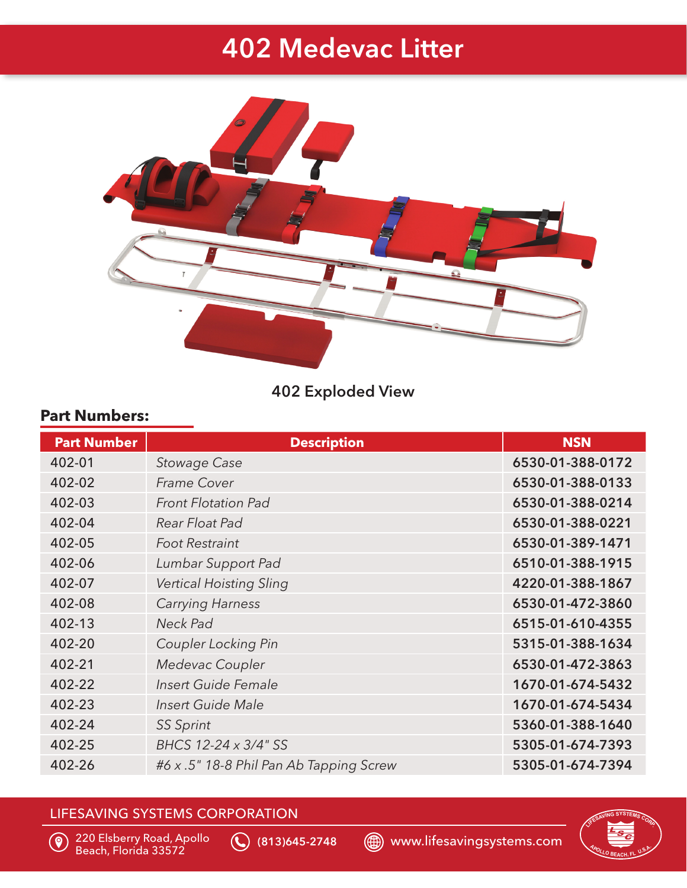# 402 Medevac Litter

402 Exploded View

**Part Numbers:**

| Part Number | Description | NSN |
| --- | --- | --- |
| 402-01 | *Stowage Case* | 6530-01-388-0172 |
| 402-02 | *Frame Cover* | 6530-01-388-0133 |
| 402-03 | *Front Flotation Pad* | 6530-01-388-0214 |
| 402-04 | *Rear Float Pad* | 6530-01-388-0221 |
| 402-05 | *Foot Restraint* | 6530-01-389-1471 |
| 402-06 | *Lumbar Support Pad* | 6510-01-388-1915 |
| 402-07 | *Vertical Hoisting Sling* | 4220-01-388-1867 |
| 402-08 | *Carrying Harness* | 6530-01-472-3860 |
| 402-13 | *Neck Pad* | 6515-01-610-4355 |
| 402-20 | *Coupler Locking Pin* | 5315-01-388-1634 |
| 402-21 | *Medevac Coupler* | 6530-01-472-3863 |
| 402-22 | *Insert Guide Female* | 1670-01-674-5432 |
| 402-23 | *Insert Guide Male* | 1670-01-674-5434 |
| 402-24 | *SS Sprint* | 5360-01-388-1640 |
| 402-25 | *BHCS 12-24 x 3/4" SS* | 5305-01-674-7393 |
| 402-26 | *#6 x .5" 18-8 Phil Pan Ab Tapping Screw* | 5305-01-674-7394 |

LIFESAVING SYSTEMS CORPORATION

220 Elsberry Road, Apollo Beach, Florida 33572

(813)645-2748

www.lifesavingsystems.com